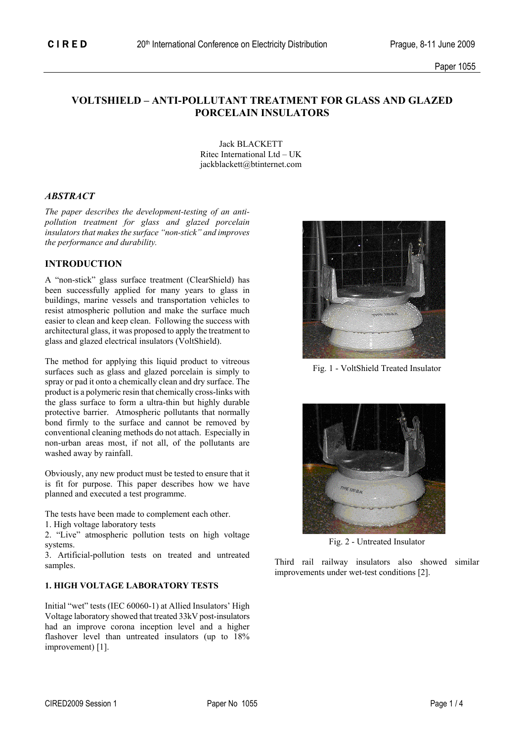# VOLTSHIELD – ANTI-POLLUTANT TREATMENT FOR GLASS AND GLAZED PORCELAIN INSULATORS

Jack BLACKETT
Ritec International Ltd – UK
jackblackett@btinternet.com

## *ABSTRACT*

*The paper describes the development-testing of an anti-pollution treatment for glass and glazed porcelain insulators that makes the surface "non-stick" and improves the performance and durability.*

## INTRODUCTION

A "non-stick" glass surface treatment (ClearShield) has been successfully applied for many years to glass in buildings, marine vessels and transportation vehicles to resist atmospheric pollution and make the surface much easier to clean and keep clean. Following the success with architectural glass, it was proposed to apply the treatment to glass and glazed electrical insulators (VoltShield).

The method for applying this liquid product to vitreous surfaces such as glass and glazed porcelain is simply to spray or pad it onto a chemically clean and dry surface. The product is a polymeric resin that chemically cross-links with the glass surface to form a ultra-thin but highly durable protective barrier. Atmospheric pollutants that normally bond firmly to the surface and cannot be removed by conventional cleaning methods do not attach. Especially in non-urban areas most, if not all, of the pollutants are washed away by rainfall.

Obviously, any new product must be tested to ensure that it is fit for purpose. This paper describes how we have planned and executed a test programme.

The tests have been made to complement each other.
1. High voltage laboratory tests
2. "Live" atmospheric pollution tests on high voltage systems.
3. Artificial-pollution tests on treated and untreated samples.

### 1. HIGH VOLTAGE LABORATORY TESTS

Initial "wet" tests (IEC 60060-1) at Allied Insulators' High Voltage laboratory showed that treated 33kV post-insulators had an improve corona inception level and a higher flashover level than untreated insulators (up to 18% improvement) [1].

Fig. 1 - VoltShield Treated Insulator

Fig. 2 - Untreated Insulator

Third rail railway insulators also showed similar improvements under wet-test conditions [2].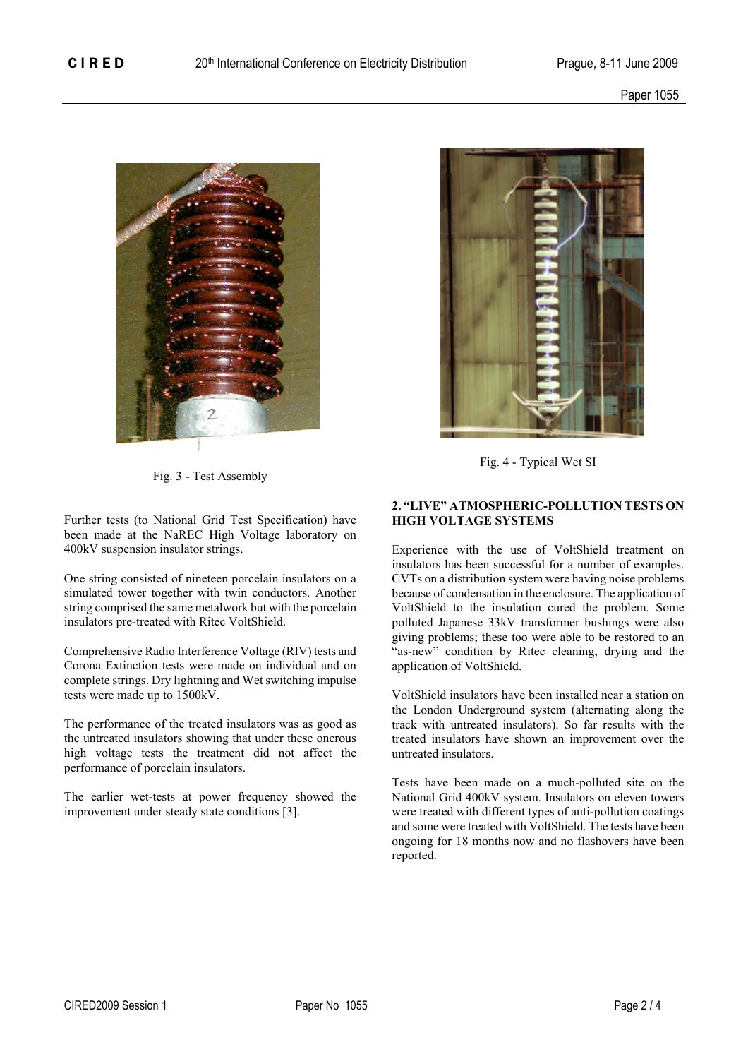Fig. 3 - Test Assembly

Fig. 4 - Typical Wet SI

Further tests (to National Grid Test Specification) have been made at the NaREC High Voltage laboratory on 400kV suspension insulator strings.

One string consisted of nineteen porcelain insulators on a simulated tower together with twin conductors. Another string comprised the same metalwork but with the porcelain insulators pre-treated with Ritec VoltShield.

Comprehensive Radio Interference Voltage (RIV) tests and Corona Extinction tests were made on individual and on complete strings. Dry lightning and Wet switching impulse tests were made up to 1500kV.

The performance of the treated insulators was as good as the untreated insulators showing that under these onerous high voltage tests the treatment did not affect the performance of porcelain insulators.

The earlier wet-tests at power frequency showed the improvement under steady state conditions [3].

## 2. "LIVE" ATMOSPHERIC-POLLUTION TESTS ON HIGH VOLTAGE SYSTEMS

Experience with the use of VoltShield treatment on insulators has been successful for a number of examples. CVTs on a distribution system were having noise problems because of condensation in the enclosure. The application of VoltShield to the insulation cured the problem. Some polluted Japanese 33kV transformer bushings were also giving problems; these too were able to be restored to an "as-new" condition by Ritec cleaning, drying and the application of VoltShield.

VoltShield insulators have been installed near a station on the London Underground system (alternating along the track with untreated insulators). So far results with the treated insulators have shown an improvement over the untreated insulators.

Tests have been made on a much-polluted site on the National Grid 400kV system. Insulators on eleven towers were treated with different types of anti-pollution coatings and some were treated with VoltShield. The tests have been ongoing for 18 months now and no flashovers have been reported.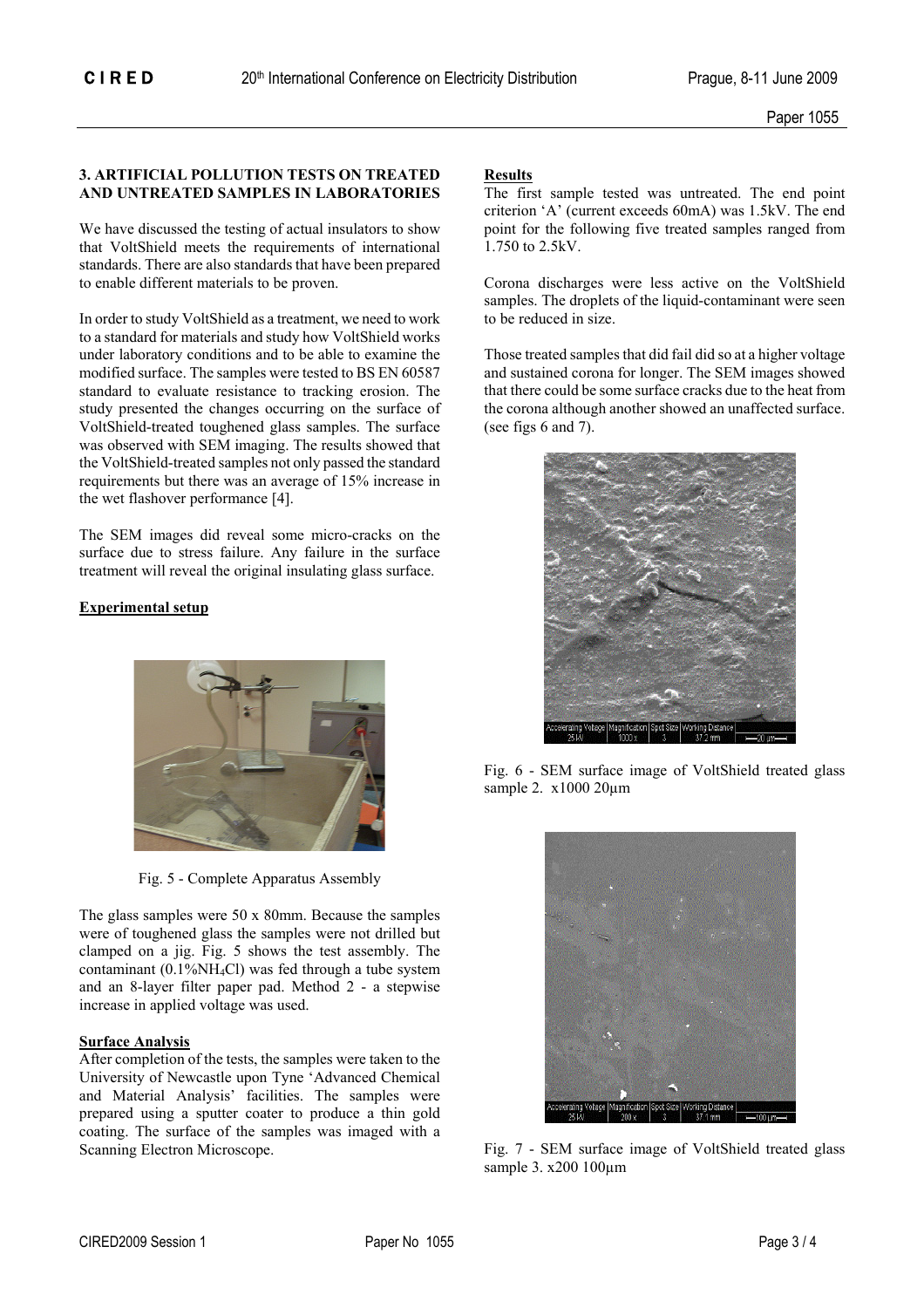### 3. ARTIFICIAL POLLUTION TESTS ON TREATED AND UNTREATED SAMPLES IN LABORATORIES

We have discussed the testing of actual insulators to show that VoltShield meets the requirements of international standards. There are also standards that have been prepared to enable different materials to be proven.

In order to study VoltShield as a treatment, we need to work to a standard for materials and study how VoltShield works under laboratory conditions and to be able to examine the modified surface. The samples were tested to BS EN 60587 standard to evaluate resistance to tracking erosion. The study presented the changes occurring on the surface of VoltShield-treated toughened glass samples. The surface was observed with SEM imaging. The results showed that the VoltShield-treated samples not only passed the standard requirements but there was an average of 15% increase in the wet flashover performance [4].

The SEM images did reveal some micro-cracks on the surface due to stress failure. Any failure in the surface treatment will reveal the original insulating glass surface.

**Experimental setup**

Fig. 5 - Complete Apparatus Assembly

The glass samples were 50 x 80mm. Because the samples were of toughened glass the samples were not drilled but clamped on a jig. Fig. 5 shows the test assembly. The contaminant (0.1%$NH_4Cl$) was fed through a tube system and an 8-layer filter paper pad. Method 2 - a stepwise increase in applied voltage was used.

**Surface Analysis**

After completion of the tests, the samples were taken to the University of Newcastle upon Tyne 'Advanced Chemical and Material Analysis' facilities. The samples were prepared using a sputter coater to produce a thin gold coating. The surface of the samples was imaged with a Scanning Electron Microscope.

**Results**

The first sample tested was untreated. The end point criterion 'A' (current exceeds 60mA) was 1.5kV. The end point for the following five treated samples ranged from 1.750 to 2.5kV.

Corona discharges were less active on the VoltShield samples. The droplets of the liquid-contaminant were seen to be reduced in size.

Those treated samples that did fail did so at a higher voltage and sustained corona for longer. The SEM images showed that there could be some surface cracks due to the heat from the corona although another showed an unaffected surface. (see figs 6 and 7).

Fig. 6 - SEM surface image of VoltShield treated glass sample 2. x1000 20µm

Fig. 7 - SEM surface image of VoltShield treated glass sample 3. x200 100µm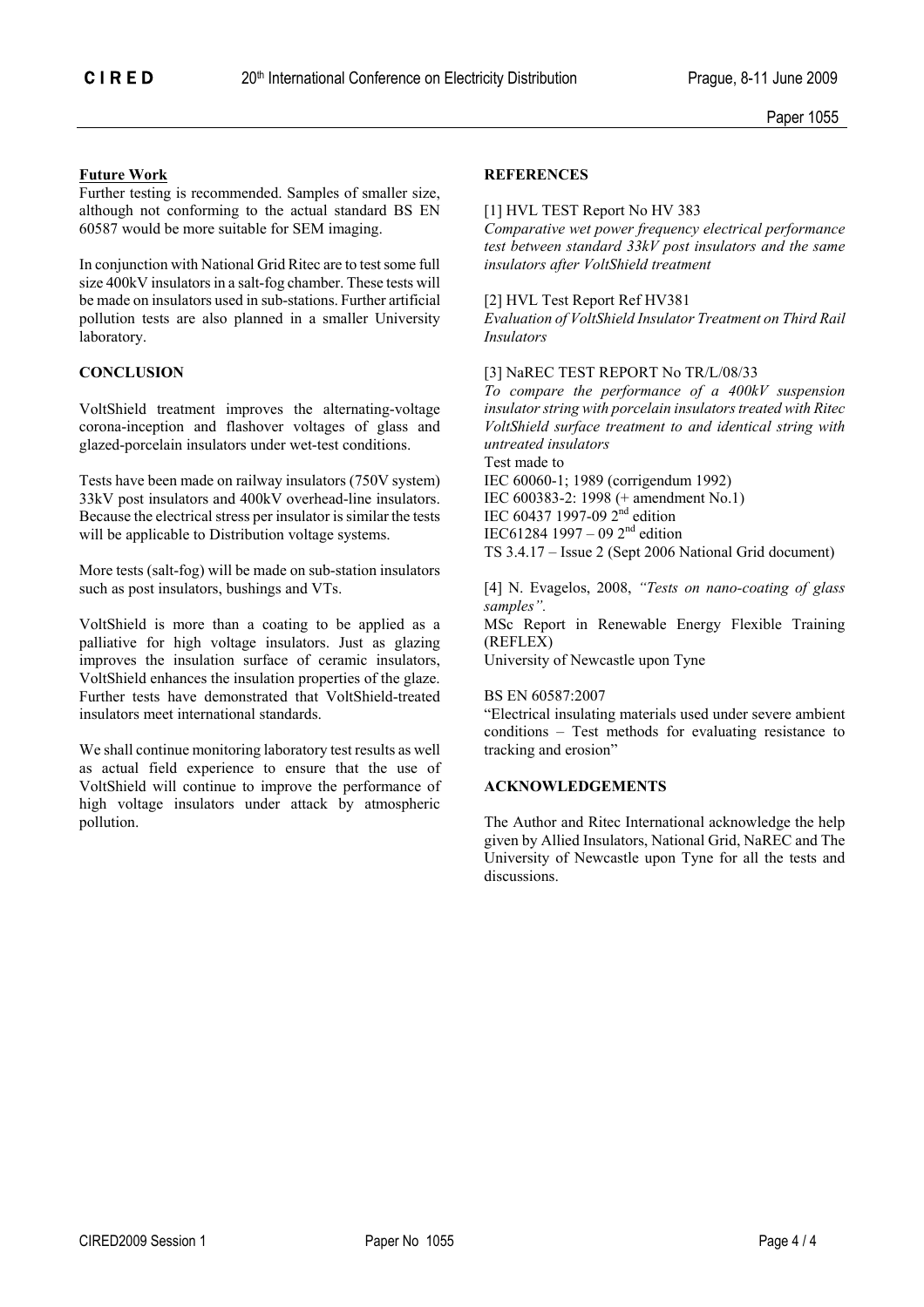**Future Work**

Further testing is recommended. Samples of smaller size, although not conforming to the actual standard BS EN 60587 would be more suitable for SEM imaging.

In conjunction with National Grid Ritec are to test some full size 400kV insulators in a salt-fog chamber. These tests will be made on insulators used in sub-stations. Further artificial pollution tests are also planned in a smaller University laboratory.

## CONCLUSION

VoltShield treatment improves the alternating-voltage corona-inception and flashover voltages of glass and glazed-porcelain insulators under wet-test conditions.

Tests have been made on railway insulators (750V system) 33kV post insulators and 400kV overhead-line insulators. Because the electrical stress per insulator is similar the tests will be applicable to Distribution voltage systems.

More tests (salt-fog) will be made on sub-station insulators such as post insulators, bushings and VTs.

VoltShield is more than a coating to be applied as a palliative for high voltage insulators. Just as glazing improves the insulation surface of ceramic insulators, VoltShield enhances the insulation properties of the glaze. Further tests have demonstrated that VoltShield-treated insulators meet international standards.

We shall continue monitoring laboratory test results as well as actual field experience to ensure that the use of VoltShield will continue to improve the performance of high voltage insulators under attack by atmospheric pollution.

## REFERENCES

[1] HVL TEST Report No HV 383
*Comparative wet power frequency electrical performance test between standard 33kV post insulators and the same insulators after VoltShield treatment*

[2] HVL Test Report Ref HV381
*Evaluation of VoltShield Insulator Treatment on Third Rail Insulators*

[3] NaREC TEST REPORT No TR/L/08/33
*To compare the performance of a 400kV suspension insulator string with porcelain insulators treated with Ritec VoltShield surface treatment to and identical string with untreated insulators*
Test made to
IEC 60060-1; 1989 (corrigendum 1992)
IEC 600383-2: 1998 (+ amendment No.1)
IEC 60437 1997-09 2nd edition
IEC61284 1997 – 09 2nd edition
TS 3.4.17 – Issue 2 (Sept 2006 National Grid document)

[4] N. Evagelos, 2008, *"Tests on nano-coating of glass samples"*.
MSc Report in Renewable Energy Flexible Training (REFLEX)
University of Newcastle upon Tyne

BS EN 60587:2007
"Electrical insulating materials used under severe ambient conditions – Test methods for evaluating resistance to tracking and erosion"

## ACKNOWLEDGEMENTS

The Author and Ritec International acknowledge the help given by Allied Insulators, National Grid, NaREC and The University of Newcastle upon Tyne for all the tests and discussions.